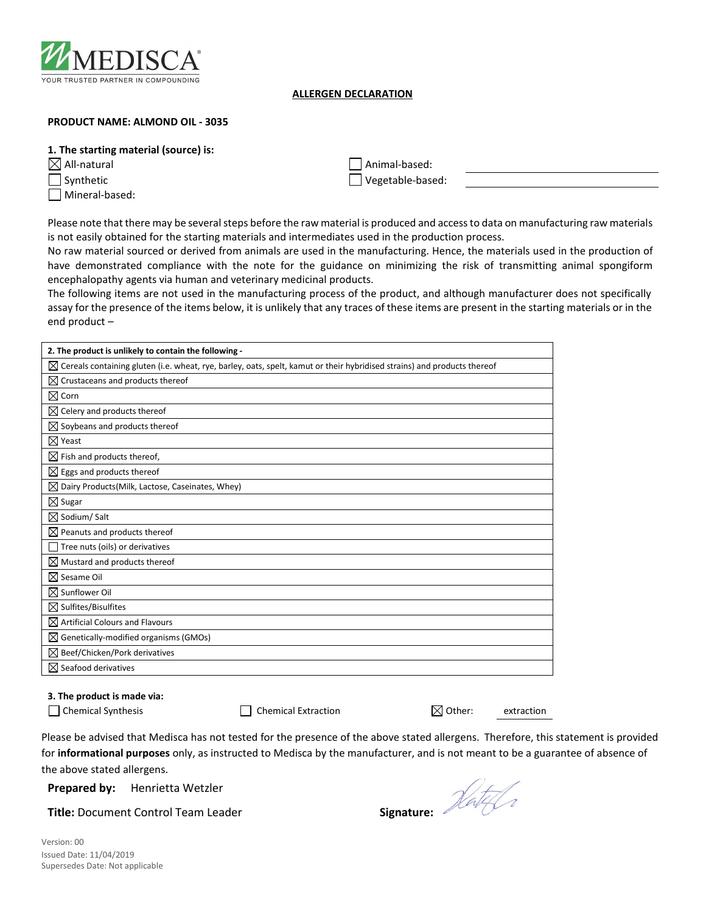MEDISCA
YOUR TRUSTED PARTNER IN COMPOUNDING

**ALLERGEN DECLARATION**

**PRODUCT NAME: ALMOND OIL - 3035**

**1. The starting material (source) is:**

- ☒ All-natural
- ☐ Synthetic
- ☐ Mineral-based:
- ☐ Animal-based: \_\_\_\_\_\_\_\_\_\_
- ☐ Vegetable-based: \_\_\_\_\_\_\_\_\_\_

Please note that there may be several steps before the raw material is produced and access to data on manufacturing raw materials is not easily obtained for the starting materials and intermediates used in the production process.
No raw material sourced or derived from animals are used in the manufacturing. Hence, the materials used in the production of have demonstrated compliance with the note for the guidance on minimizing the risk of transmitting animal spongiform encephalopathy agents via human and veterinary medicinal products.
The following items are not used in the manufacturing process of the product, and although manufacturer does not specifically assay for the presence of the items below, it is unlikely that any traces of these items are present in the starting materials or in the end product –

| **2. The product is unlikely to contain the following -** |
|---|
| ☒ Cereals containing gluten (i.e. wheat, rye, barley, oats, spelt, kamut or their hybridised strains) and products thereof |
| ☒ Crustaceans and products thereof |
| ☒ Corn |
| ☒ Celery and products thereof |
| ☒ Soybeans and products thereof |
| ☒ Yeast |
| ☒ Fish and products thereof, |
| ☒ Eggs and products thereof |
| ☒ Dairy Products(Milk, Lactose, Caseinates, Whey) |
| ☒ Sugar |
| ☒ Sodium/ Salt |
| ☒ Peanuts and products thereof |
| ☐ Tree nuts (oils) or derivatives |
| ☒ Mustard and products thereof |
| ☒ Sesame Oil |
| ☒ Sunflower Oil |
| ☒ Sulfites/Bisulfites |
| ☒ Artificial Colours and Flavours |
| ☒ Genetically-modified organisms (GMOs) |
| ☒ Beef/Chicken/Pork derivatives |
| ☒ Seafood derivatives |

**3. The product is made via:**

- ☐ Chemical Synthesis
- ☐ Chemical Extraction
- ☒ Other: extraction

Please be advised that Medisca has not tested for the presence of the above stated allergens. Therefore, this statement is provided for **informational purposes** only, as instructed to Medisca by the manufacturer, and is not meant to be a guarantee of absence of the above stated allergens.

**Prepared by:** Henrietta Wetzler

**Title:** Document Control Team Leader **Signature:**

Version: 00
Issued Date: 11/04/2019
Supersedes Date: Not applicable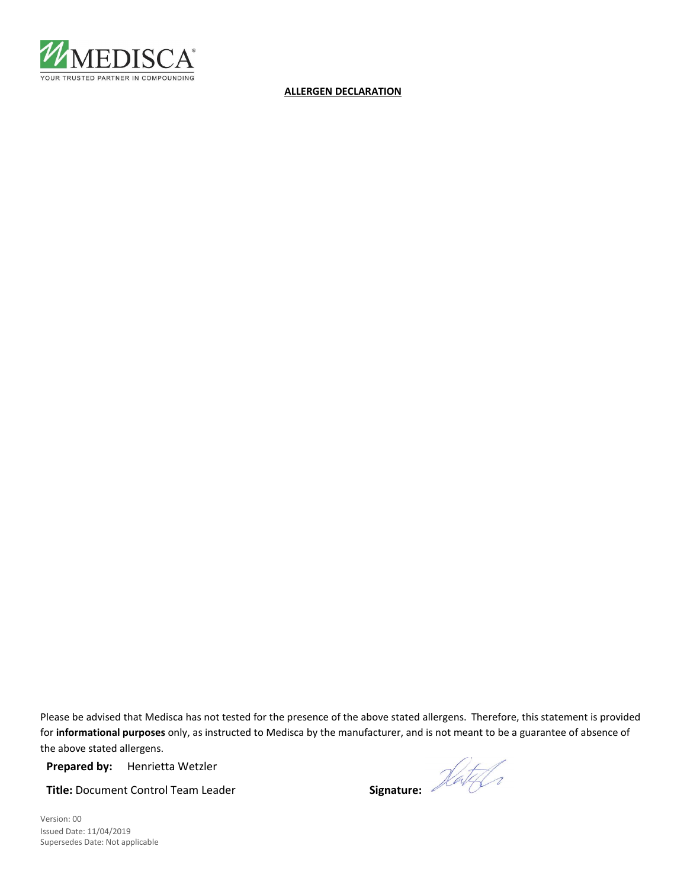**ALLERGEN DECLARATION**

Please be advised that Medisca has not tested for the presence of the above stated allergens. Therefore, this statement is provided for **informational purposes** only, as instructed to Medisca by the manufacturer, and is not meant to be a guarantee of absence of the above stated allergens.

**Prepared by:** Henrietta Wetzler

**Title:** Document Control Team Leader **Signature:**

Version: 00
Issued Date: 11/04/2019
Supersedes Date: Not applicable